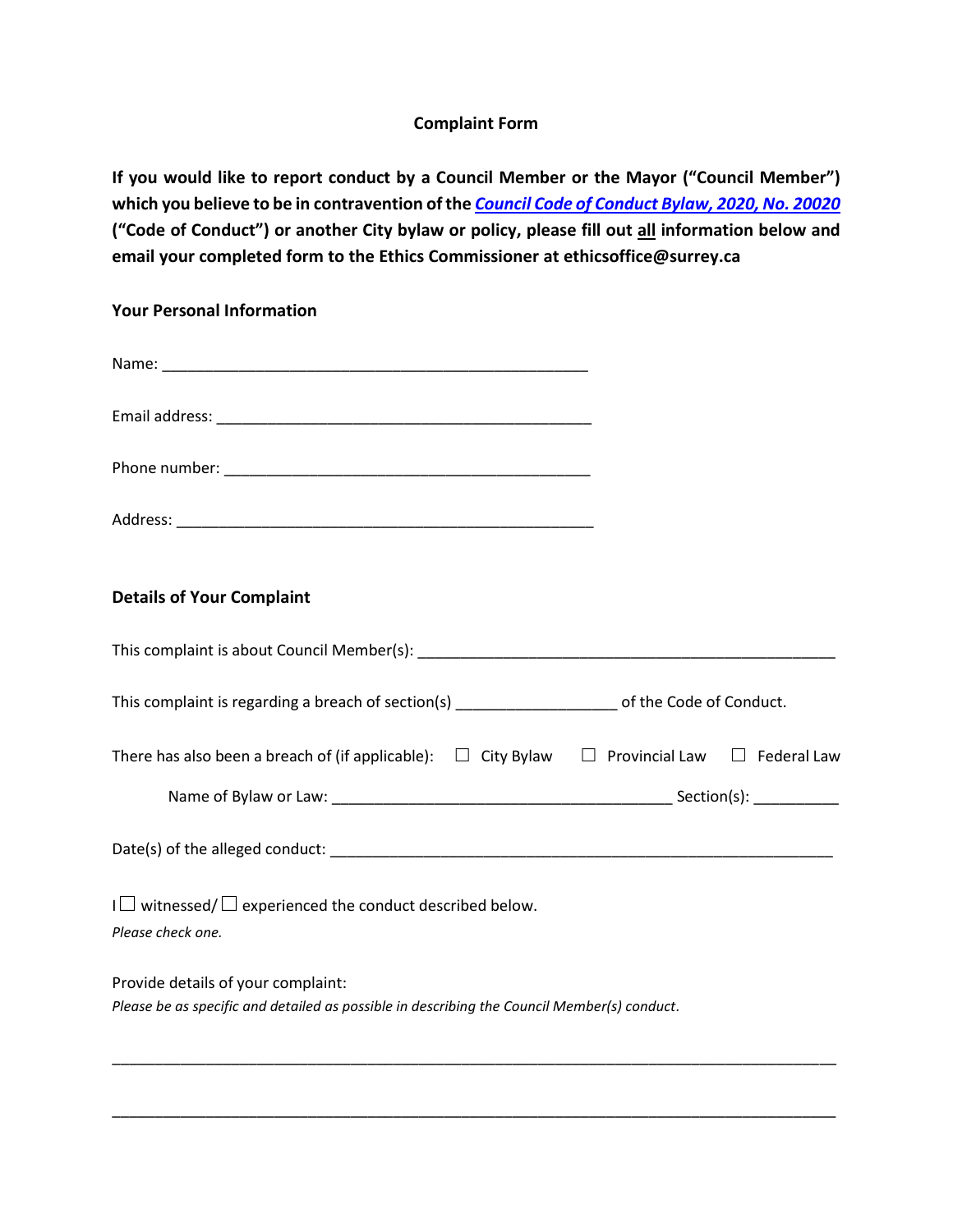## Complaint Form

**If you would like to report conduct by a Council Member or the Mayor ("Council Member") which you believe to be in contravention of the *Council Code of Conduct Bylaw, 2020, No. 20020* ("Code of Conduct") or another City bylaw or policy, please fill out all information below and email your completed form to the Ethics Commissioner at ethicsoffice@surrey.ca**

### Your Personal Information

Name: ____________________________________________________

Email address: ______________________________________________

Phone number: ______________________________________________

Address: ___________________________________________________

### Details of Your Complaint

This complaint is about Council Member(s): ___________________________________________________

This complaint is regarding a breach of section(s) ___________________ of the Code of Conduct.

There has also been a breach of (if applicable): ☐ City Bylaw ☐ Provincial Law ☐ Federal Law

Name of Bylaw or Law: ________________________________________ Section(s): __________

Date(s) of the alleged conduct: ____________________________________________________________

I ☐ witnessed/ ☐ experienced the conduct described below.
*Please check one.*

Provide details of your complaint:
*Please be as specific and detailed as possible in describing the Council Member(s) conduct.*

_____________________________________________________________________________________

_____________________________________________________________________________________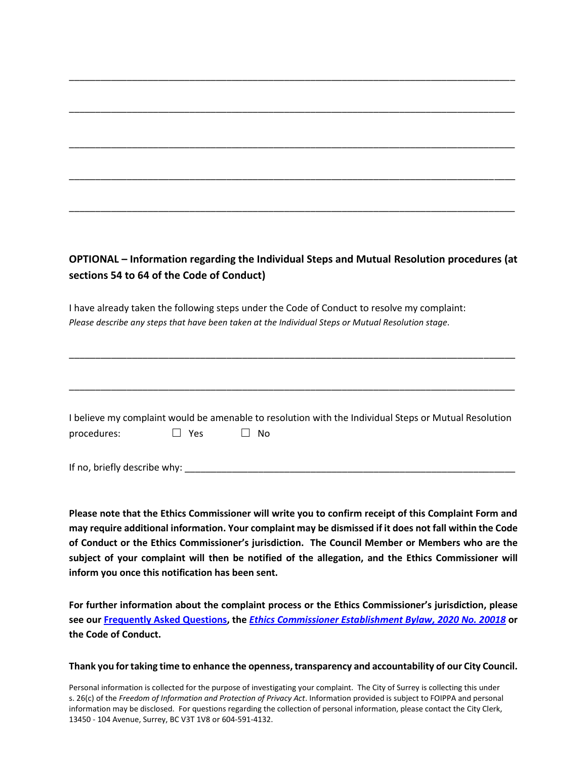________________________________________________________________________________

________________________________________________________________________________

________________________________________________________________________________

________________________________________________________________________________

________________________________________________________________________________

**OPTIONAL – Information regarding the Individual Steps and Mutual Resolution procedures (at sections 54 to 64 of the Code of Conduct)**

I have already taken the following steps under the Code of Conduct to resolve my complaint:
*Please describe any steps that have been taken at the Individual Steps or Mutual Resolution stage.*

________________________________________________________________________________

________________________________________________________________________________

I believe my complaint would be amenable to resolution with the Individual Steps or Mutual Resolution procedures: ☐ Yes ☐ No

If no, briefly describe why: ____________________________________________________________

**Please note that the Ethics Commissioner will write you to confirm receipt of this Complaint Form and may require additional information. Your complaint may be dismissed if it does not fall within the Code of Conduct or the Ethics Commissioner's jurisdiction. The Council Member or Members who are the subject of your complaint will then be notified of the allegation, and the Ethics Commissioner will inform you once this notification has been sent.**

**For further information about the complaint process or the Ethics Commissioner's jurisdiction, please see our Frequently Asked Questions, the *Ethics Commissioner Establishment Bylaw, 2020 No. 20018* or the Code of Conduct.**

**Thank you for taking time to enhance the openness, transparency and accountability of our City Council.**

Personal information is collected for the purpose of investigating your complaint. The City of Surrey is collecting this under s. 26(c) of the *Freedom of Information and Protection of Privacy Act*. Information provided is subject to FOIPPA and personal information may be disclosed. For questions regarding the collection of personal information, please contact the City Clerk, 13450 - 104 Avenue, Surrey, BC V3T 1V8 or 604-591-4132.